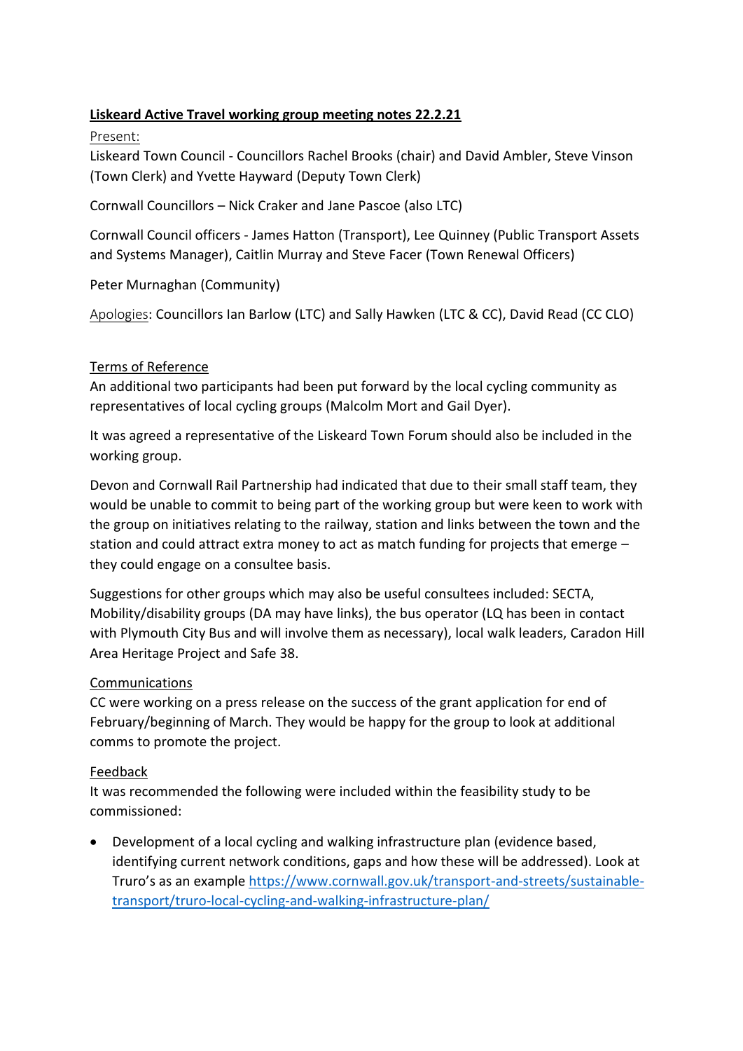**Liskeard Active Travel working group meeting notes 22.2.21**

Present:

Liskeard Town Council - Councillors Rachel Brooks (chair) and David Ambler, Steve Vinson (Town Clerk) and Yvette Hayward (Deputy Town Clerk)

Cornwall Councillors – Nick Craker and Jane Pascoe (also LTC)

Cornwall Council officers - James Hatton (Transport), Lee Quinney (Public Transport Assets and Systems Manager), Caitlin Murray and Steve Facer (Town Renewal Officers)

Peter Murnaghan (Community)

Apologies: Councillors Ian Barlow (LTC) and Sally Hawken (LTC & CC), David Read (CC CLO)

Terms of Reference

An additional two participants had been put forward by the local cycling community as representatives of local cycling groups (Malcolm Mort and Gail Dyer).

It was agreed a representative of the Liskeard Town Forum should also be included in the working group.

Devon and Cornwall Rail Partnership had indicated that due to their small staff team, they would be unable to commit to being part of the working group but were keen to work with the group on initiatives relating to the railway, station and links between the town and the station and could attract extra money to act as match funding for projects that emerge – they could engage on a consultee basis.

Suggestions for other groups which may also be useful consultees included: SECTA, Mobility/disability groups (DA may have links), the bus operator (LQ has been in contact with Plymouth City Bus and will involve them as necessary), local walk leaders, Caradon Hill Area Heritage Project and Safe 38.

Communications

CC were working on a press release on the success of the grant application for end of February/beginning of March. They would be happy for the group to look at additional comms to promote the project.

Feedback

It was recommended the following were included within the feasibility study to be commissioned:

- Development of a local cycling and walking infrastructure plan (evidence based, identifying current network conditions, gaps and how these will be addressed). Look at Truro's as an example [https://www.cornwall.gov.uk/transport-and-streets/sustainable-transport/truro-local-cycling-and-walking-infrastructure-plan/](https://www.cornwall.gov.uk/transport-and-streets/sustainable-transport/truro-local-cycling-and-walking-infrastructure-plan/)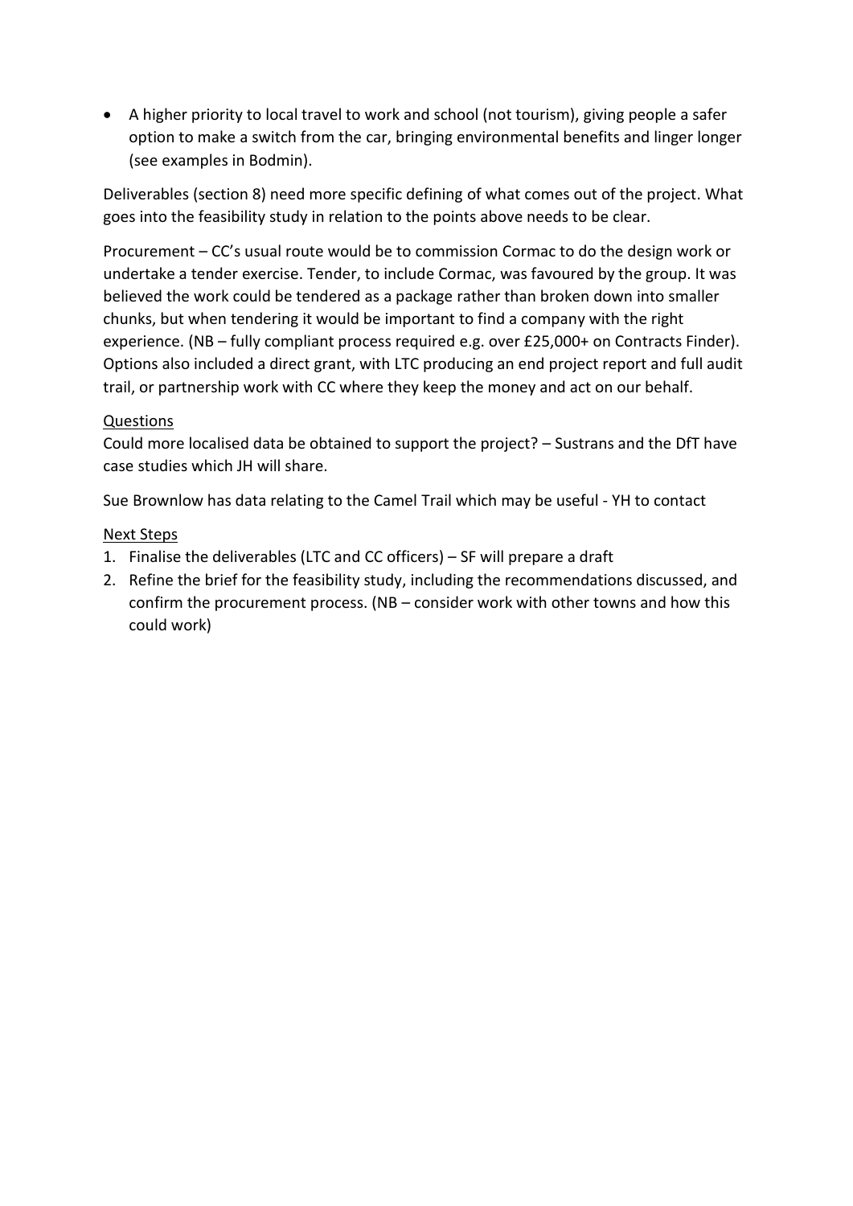- A higher priority to local travel to work and school (not tourism), giving people a safer option to make a switch from the car, bringing environmental benefits and linger longer (see examples in Bodmin).

Deliverables (section 8) need more specific defining of what comes out of the project. What goes into the feasibility study in relation to the points above needs to be clear.

Procurement – CC's usual route would be to commission Cormac to do the design work or undertake a tender exercise. Tender, to include Cormac, was favoured by the group. It was believed the work could be tendered as a package rather than broken down into smaller chunks, but when tendering it would be important to find a company with the right experience. (NB – fully compliant process required e.g. over £25,000+ on Contracts Finder). Options also included a direct grant, with LTC producing an end project report and full audit trail, or partnership work with CC where they keep the money and act on our behalf.

<u>Questions</u>
Could more localised data be obtained to support the project? – Sustrans and the DfT have case studies which JH will share.

Sue Brownlow has data relating to the Camel Trail which may be useful - YH to contact

<u>Next Steps</u>

1. Finalise the deliverables (LTC and CC officers) – SF will prepare a draft
2. Refine the brief for the feasibility study, including the recommendations discussed, and confirm the procurement process. (NB – consider work with other towns and how this could work)